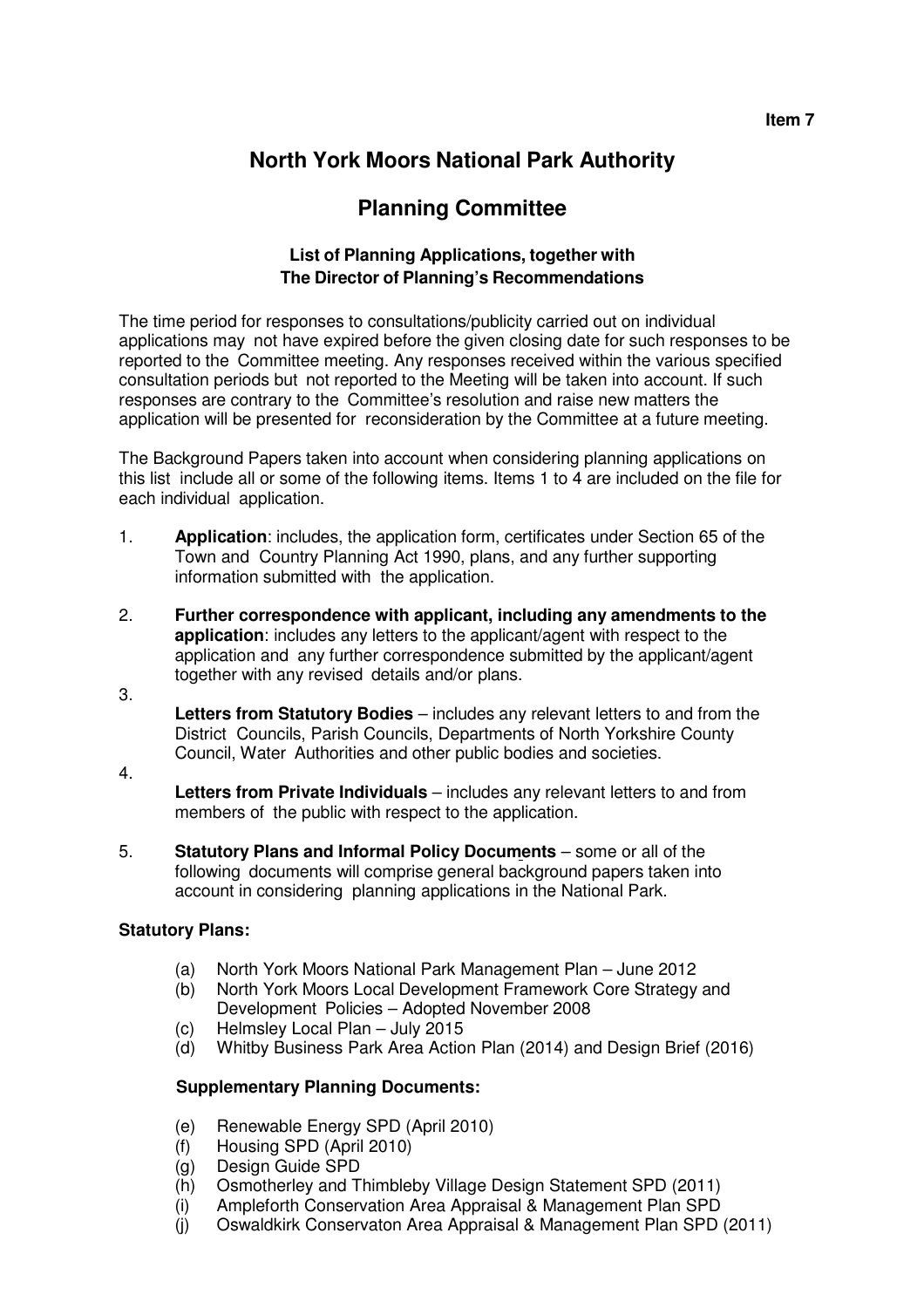**Item 7**

# North York Moors National Park Authority

# Planning Committee

### List of Planning Applications, together with The Director of Planning's Recommendations

The time period for responses to consultations/publicity carried out on individual applications may not have expired before the given closing date for such responses to be reported to the Committee meeting. Any responses received within the various specified consultation periods but not reported to the Meeting will be taken into account. If such responses are contrary to the Committee's resolution and raise new matters the application will be presented for reconsideration by the Committee at a future meeting.

The Background Papers taken into account when considering planning applications on this list include all or some of the following items. Items 1 to 4 are included on the file for each individual application.

1. **Application**: includes, the application form, certificates under Section 65 of the Town and Country Planning Act 1990, plans, and any further supporting information submitted with the application.
2. **Further correspondence with applicant, including any amendments to the application**: includes any letters to the applicant/agent with respect to the application and any further correspondence submitted by the applicant/agent together with any revised details and/or plans.
3. **Letters from Statutory Bodies** – includes any relevant letters to and from the District Councils, Parish Councils, Departments of North Yorkshire County Council, Water Authorities and other public bodies and societies.
4. **Letters from Private Individuals** – includes any relevant letters to and from members of the public with respect to the application.
5. **Statutory Plans and Informal Policy Documents** – some or all of the following documents will comprise general background papers taken into account in considering planning applications in the National Park.

**Statutory Plans:**

(a) North York Moors National Park Management Plan – June 2012
(b) North York Moors Local Development Framework Core Strategy and Development Policies – Adopted November 2008
(c) Helmsley Local Plan – July 2015
(d) Whitby Business Park Area Action Plan (2014) and Design Brief (2016)

**Supplementary Planning Documents:**

(e) Renewable Energy SPD (April 2010)
(f) Housing SPD (April 2010)
(g) Design Guide SPD
(h) Osmotherley and Thimbleby Village Design Statement SPD (2011)
(i) Ampleforth Conservation Area Appraisal & Management Plan SPD
(j) Oswaldkirk Conservaton Area Appraisal & Management Plan SPD (2011)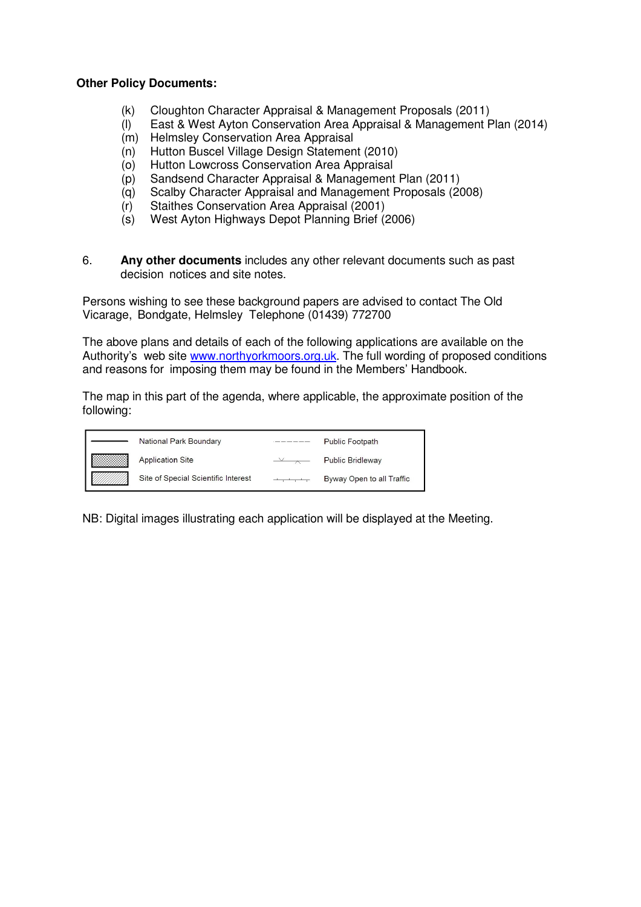**Other Policy Documents:**

- (k) Cloughton Character Appraisal & Management Proposals (2011)
- (l) East & West Ayton Conservation Area Appraisal & Management Plan (2014)
- (m) Helmsley Conservation Area Appraisal
- (n) Hutton Buscel Village Design Statement (2010)
- (o) Hutton Lowcross Conservation Area Appraisal
- (p) Sandsend Character Appraisal & Management Plan (2011)
- (q) Scalby Character Appraisal and Management Proposals (2008)
- (r) Staithes Conservation Area Appraisal (2001)
- (s) West Ayton Highways Depot Planning Brief (2006)

6. **Any other documents** includes any other relevant documents such as past decision notices and site notes.

Persons wishing to see these background papers are advised to contact The Old Vicarage, Bondgate, Helmsley Telephone (01439) 772700

The above plans and details of each of the following applications are available on the Authority's web site www.northyorkmoors.org.uk. The full wording of proposed conditions and reasons for imposing them may be found in the Members' Handbook.

The map in this part of the agenda, where applicable, the approximate position of the following:

| | | | |
|---|---|---|---|
| (solid line) | National Park Boundary | (dashed line) | Public Footpath |
| (cross-hatched) | Application Site | (line with marks) | Public Bridleway |
| (diagonal hatched) | Site of Special Scientific Interest | (line with ticks) | Byway Open to all Traffic |

NB: Digital images illustrating each application will be displayed at the Meeting.